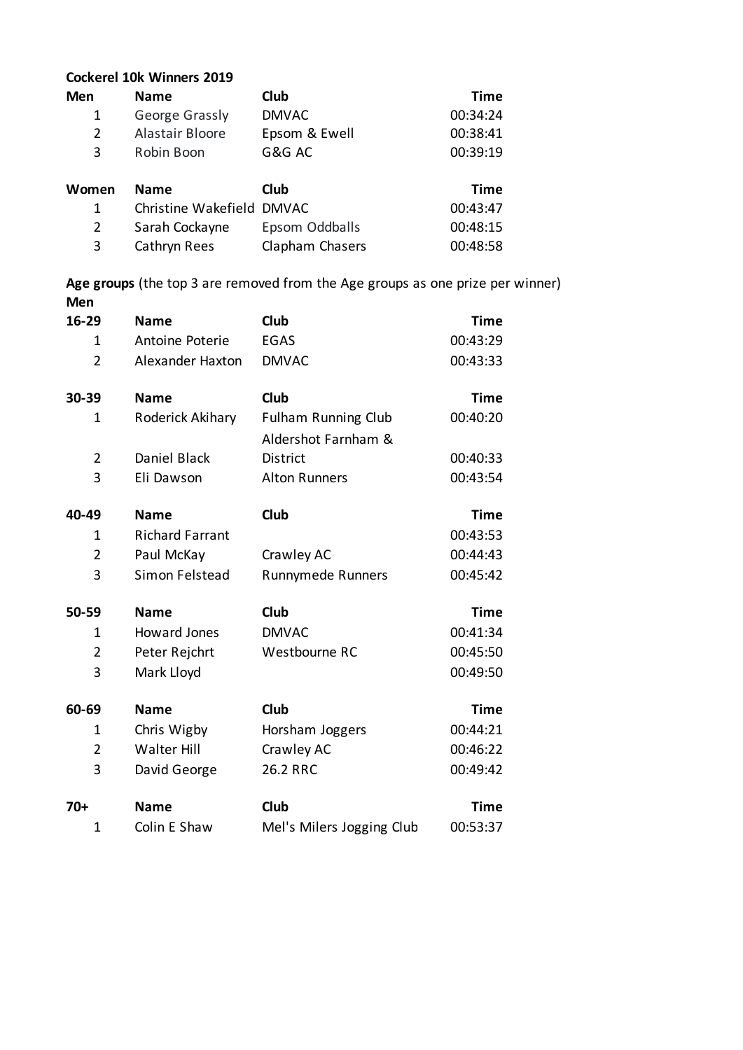**Cockerel 10k Winners 2019**

| Men | Name | Club | Time |
|---|---|---|---|
| 1 | George Grassly | DMVAC | 00:34:24 |
| 2 | Alastair Bloore | Epsom & Ewell | 00:38:41 |
| 3 | Robin Boon | G&G AC | 00:39:19 |

| Women | Name | Club | Time |
|---|---|---|---|
| 1 | Christine Wakefield | DMVAC | 00:43:47 |
| 2 | Sarah Cockayne | Epsom Oddballs | 00:48:15 |
| 3 | Cathryn Rees | Clapham Chasers | 00:48:58 |

**Age groups** (the top 3 are removed from the Age groups as one prize per winner)

**Men**

| 16-29 | Name | Club | Time |
|---|---|---|---|
| 1 | Antoine Poterie | EGAS | 00:43:29 |
| 2 | Alexander Haxton | DMVAC | 00:43:33 |

| 30-39 | Name | Club | Time |
|---|---|---|---|
| 1 | Roderick Akihary | Fulham Running Club | 00:40:20 |
| 2 | Daniel Black | Aldershot Farnham & District | 00:40:33 |
| 3 | Eli Dawson | Alton Runners | 00:43:54 |

| 40-49 | Name | Club | Time |
|---|---|---|---|
| 1 | Richard Farrant | | 00:43:53 |
| 2 | Paul McKay | Crawley AC | 00:44:43 |
| 3 | Simon Felstead | Runnymede Runners | 00:45:42 |

| 50-59 | Name | Club | Time |
|---|---|---|---|
| 1 | Howard Jones | DMVAC | 00:41:34 |
| 2 | Peter Rejchrt | Westbourne RC | 00:45:50 |
| 3 | Mark Lloyd | | 00:49:50 |

| 60-69 | Name | Club | Time |
|---|---|---|---|
| 1 | Chris Wigby | Horsham Joggers | 00:44:21 |
| 2 | Walter Hill | Crawley AC | 00:46:22 |
| 3 | David George | 26.2 RRC | 00:49:42 |

| 70+ | Name | Club | Time |
|---|---|---|---|
| 1 | Colin E Shaw | Mel's Milers Jogging Club | 00:53:37 |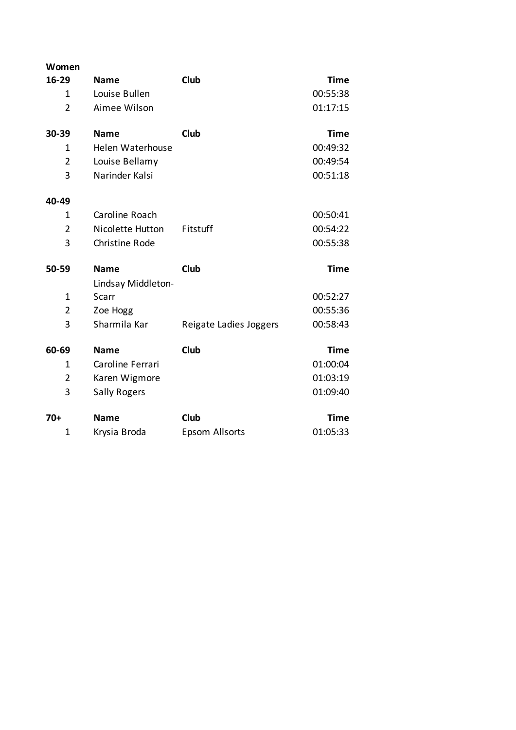**Women**

| 16-29 | Name | Club | Time |
|---|---|---|---|
| 1 | Louise Bullen | | 00:55:38 |
| 2 | Aimee Wilson | | 01:17:15 |

| 30-39 | Name | Club | Time |
|---|---|---|---|
| 1 | Helen Waterhouse | | 00:49:32 |
| 2 | Louise Bellamy | | 00:49:54 |
| 3 | Narinder Kalsi | | 00:51:18 |

| 40-49 | | | |
|---|---|---|---|
| 1 | Caroline Roach | | 00:50:41 |
| 2 | Nicolette Hutton | Fitstuff | 00:54:22 |
| 3 | Christine Rode | | 00:55:38 |

| 50-59 | Name | Club | Time |
|---|---|---|---|
| 1 | Lindsay Middleton-Scarr | | 00:52:27 |
| 2 | Zoe Hogg | | 00:55:36 |
| 3 | Sharmila Kar | Reigate Ladies Joggers | 00:58:43 |

| 60-69 | Name | Club | Time |
|---|---|---|---|
| 1 | Caroline Ferrari | | 01:00:04 |
| 2 | Karen Wigmore | | 01:03:19 |
| 3 | Sally Rogers | | 01:09:40 |

| 70+ | Name | Club | Time |
|---|---|---|---|
| 1 | Krysia Broda | Epsom Allsorts | 01:05:33 |